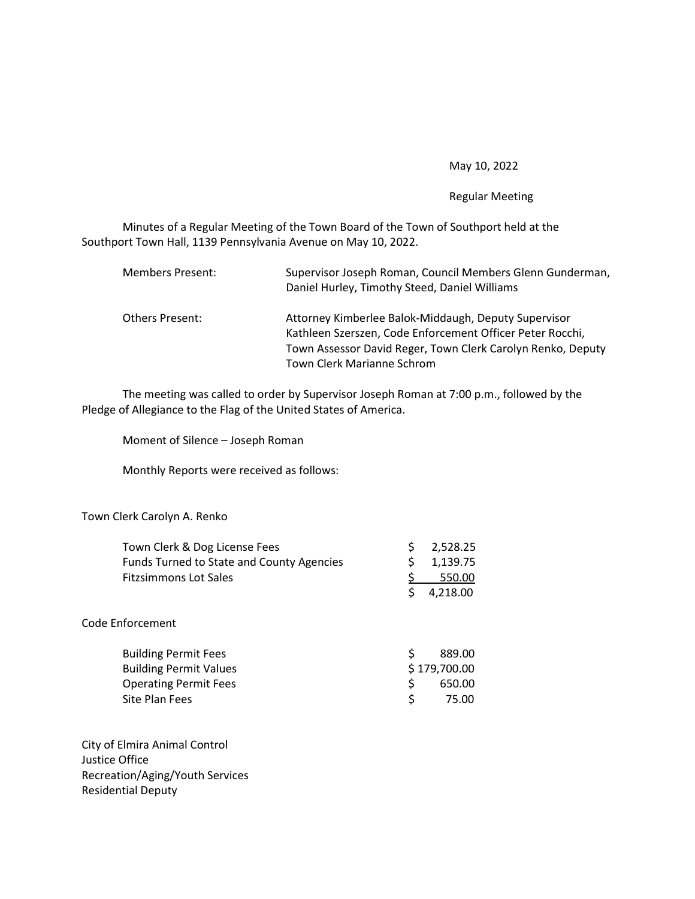May 10, 2022

Regular Meeting

Minutes of a Regular Meeting of the Town Board of the Town of Southport held at the Southport Town Hall, 1139 Pennsylvania Avenue on May 10, 2022.

| | |
|---|---|
| Members Present: | Supervisor Joseph Roman, Council Members Glenn Gunderman, Daniel Hurley, Timothy Steed, Daniel Williams |
| Others Present: | Attorney Kimberlee Balok-Middaugh, Deputy Supervisor Kathleen Szerszen, Code Enforcement Officer Peter Rocchi, Town Assessor David Reger, Town Clerk Carolyn Renko, Deputy Town Clerk Marianne Schrom |

The meeting was called to order by Supervisor Joseph Roman at 7:00 p.m., followed by the Pledge of Allegiance to the Flag of the United States of America.

Moment of Silence – Joseph Roman

Monthly Reports were received as follows:

Town Clerk Carolyn A. Renko

| | |
|---|---|
| Town Clerk & Dog License Fees | $ 2,528.25 |
| Funds Turned to State and County Agencies | $ 1,139.75 |
| Fitzsimmons Lot Sales | $ 550.00 |
| | $ 4,218.00 |

Code Enforcement

| | |
|---|---|
| Building Permit Fees | $ 889.00 |
| Building Permit Values | $ 179,700.00 |
| Operating Permit Fees | $ 650.00 |
| Site Plan Fees | $ 75.00 |

City of Elmira Animal Control
Justice Office
Recreation/Aging/Youth Services
Residential Deputy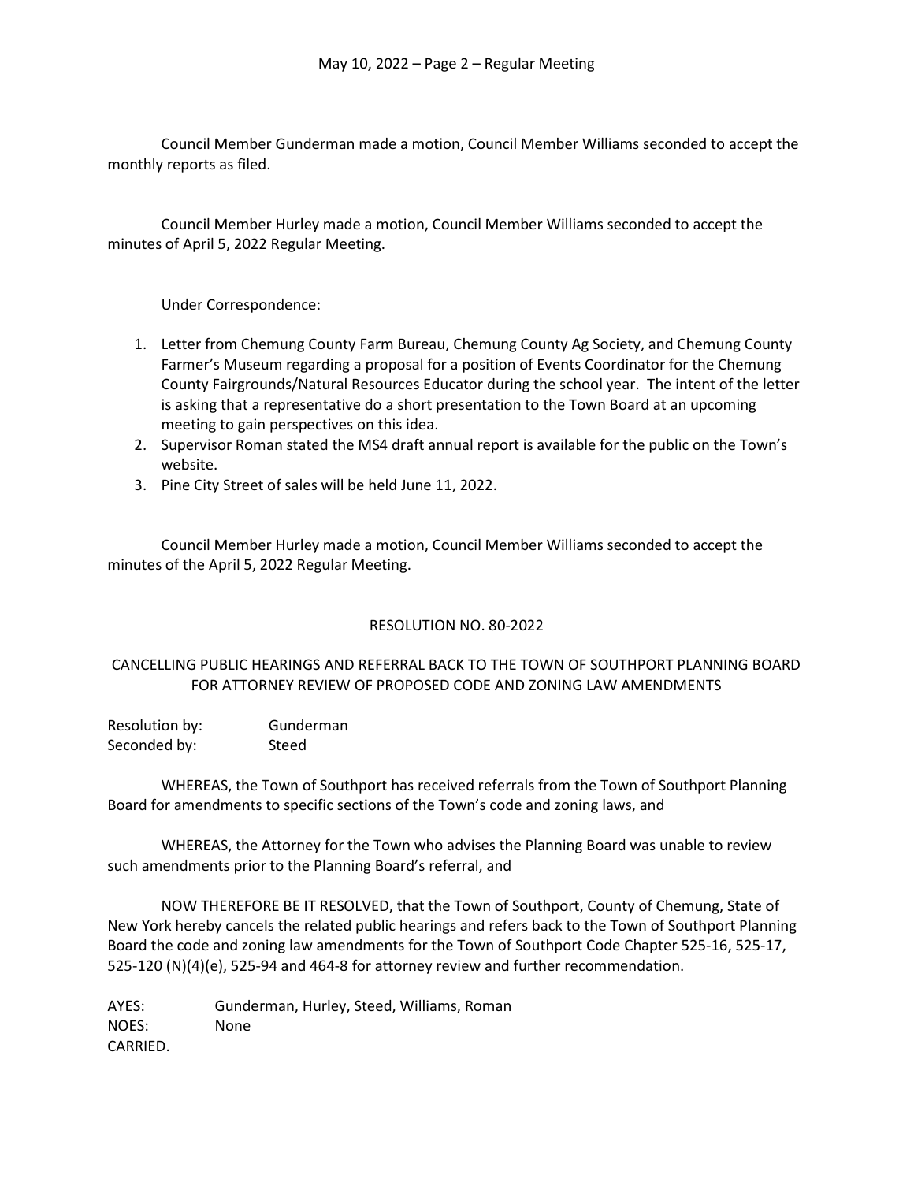Council Member Gunderman made a motion, Council Member Williams seconded to accept the monthly reports as filed.

Council Member Hurley made a motion, Council Member Williams seconded to accept the minutes of April 5, 2022 Regular Meeting.

Under Correspondence:

1. Letter from Chemung County Farm Bureau, Chemung County Ag Society, and Chemung County Farmer's Museum regarding a proposal for a position of Events Coordinator for the Chemung County Fairgrounds/Natural Resources Educator during the school year. The intent of the letter is asking that a representative do a short presentation to the Town Board at an upcoming meeting to gain perspectives on this idea.
2. Supervisor Roman stated the MS4 draft annual report is available for the public on the Town's website.
3. Pine City Street of sales will be held June 11, 2022.

Council Member Hurley made a motion, Council Member Williams seconded to accept the minutes of the April 5, 2022 Regular Meeting.

RESOLUTION NO. 80-2022

CANCELLING PUBLIC HEARINGS AND REFERRAL BACK TO THE TOWN OF SOUTHPORT PLANNING BOARD FOR ATTORNEY REVIEW OF PROPOSED CODE AND ZONING LAW AMENDMENTS

Resolution by: Gunderman
Seconded by: Steed

WHEREAS, the Town of Southport has received referrals from the Town of Southport Planning Board for amendments to specific sections of the Town's code and zoning laws, and

WHEREAS, the Attorney for the Town who advises the Planning Board was unable to review such amendments prior to the Planning Board's referral, and

NOW THEREFORE BE IT RESOLVED, that the Town of Southport, County of Chemung, State of New York hereby cancels the related public hearings and refers back to the Town of Southport Planning Board the code and zoning law amendments for the Town of Southport Code Chapter 525-16, 525-17, 525-120 (N)(4)(e), 525-94 and 464-8 for attorney review and further recommendation.

AYES: Gunderman, Hurley, Steed, Williams, Roman
NOES: None
CARRIED.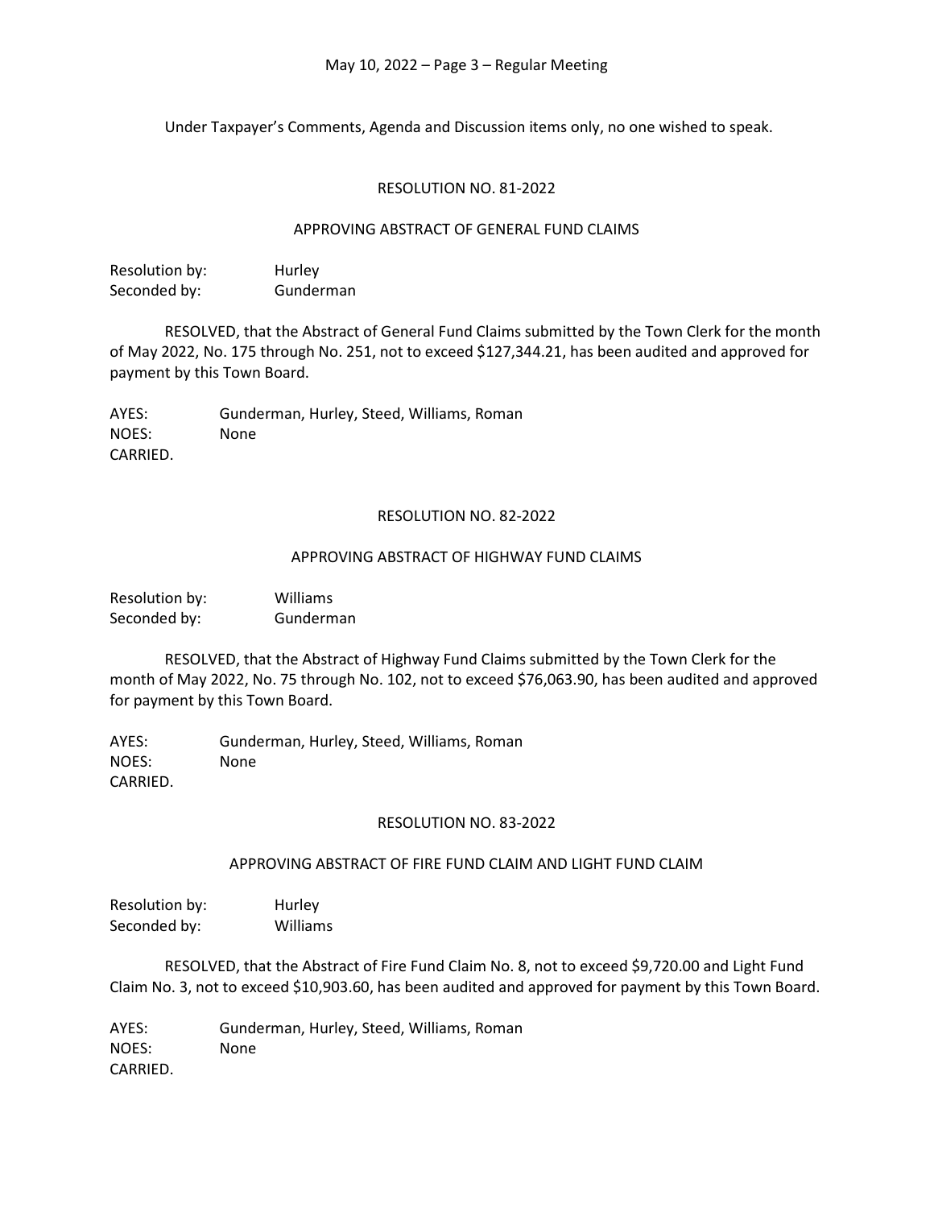Under Taxpayer's Comments, Agenda and Discussion items only, no one wished to speak.

## RESOLUTION NO. 81-2022

### APPROVING ABSTRACT OF GENERAL FUND CLAIMS

Resolution by: Hurley
Seconded by: Gunderman

RESOLVED, that the Abstract of General Fund Claims submitted by the Town Clerk for the month of May 2022, No. 175 through No. 251, not to exceed $127,344.21, has been audited and approved for payment by this Town Board.

AYES: Gunderman, Hurley, Steed, Williams, Roman
NOES: None
CARRIED.

## RESOLUTION NO. 82-2022

### APPROVING ABSTRACT OF HIGHWAY FUND CLAIMS

Resolution by: Williams
Seconded by: Gunderman

RESOLVED, that the Abstract of Highway Fund Claims submitted by the Town Clerk for the month of May 2022, No. 75 through No. 102, not to exceed $76,063.90, has been audited and approved for payment by this Town Board.

AYES: Gunderman, Hurley, Steed, Williams, Roman
NOES: None
CARRIED.

## RESOLUTION NO. 83-2022

### APPROVING ABSTRACT OF FIRE FUND CLAIM AND LIGHT FUND CLAIM

Resolution by: Hurley
Seconded by: Williams

RESOLVED, that the Abstract of Fire Fund Claim No. 8, not to exceed $9,720.00 and Light Fund Claim No. 3, not to exceed $10,903.60, has been audited and approved for payment by this Town Board.

AYES: Gunderman, Hurley, Steed, Williams, Roman
NOES: None
CARRIED.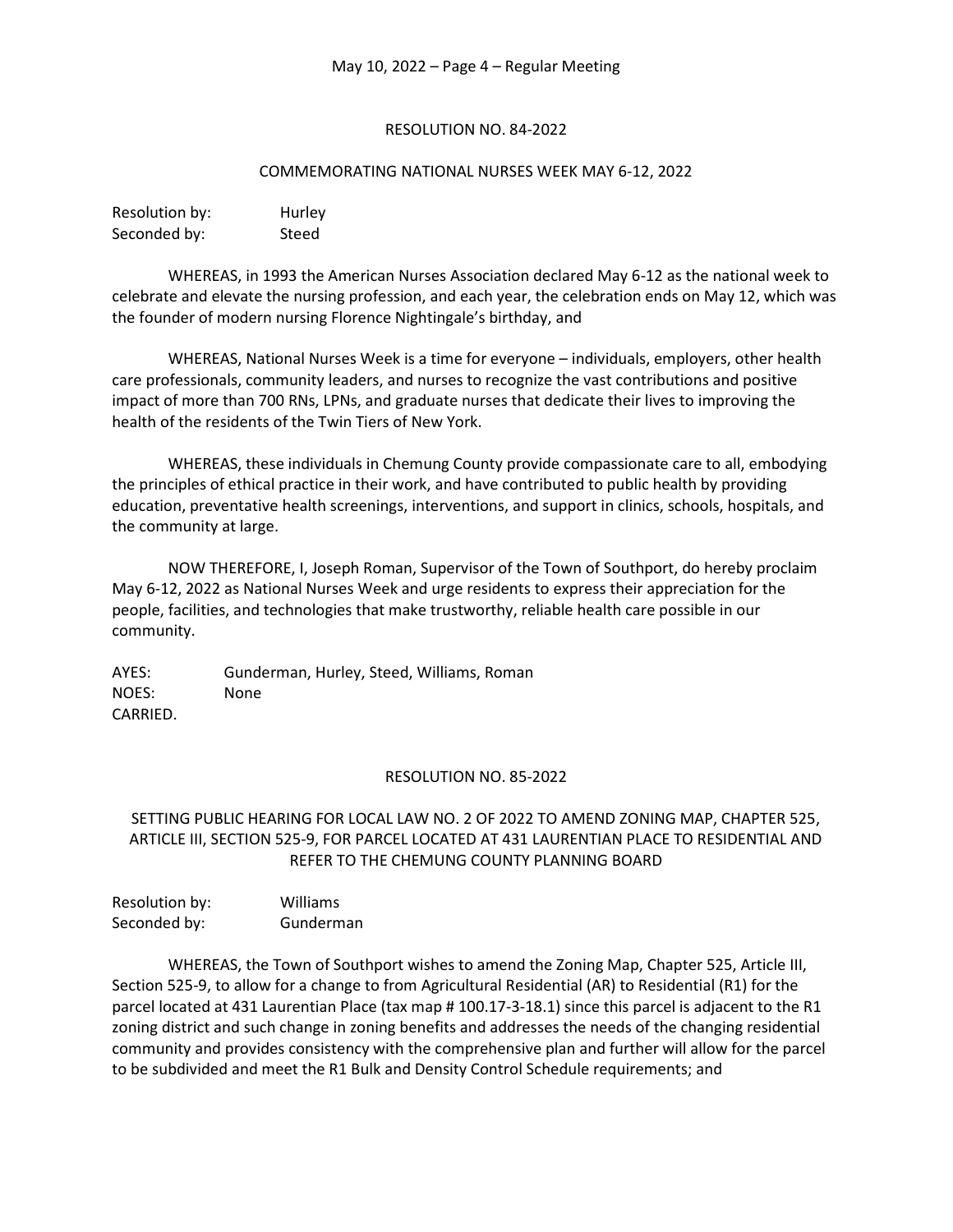## RESOLUTION NO. 84-2022

### COMMEMORATING NATIONAL NURSES WEEK MAY 6-12, 2022

Resolution by: Hurley
Seconded by: Steed

WHEREAS, in 1993 the American Nurses Association declared May 6-12 as the national week to celebrate and elevate the nursing profession, and each year, the celebration ends on May 12, which was the founder of modern nursing Florence Nightingale's birthday, and

WHEREAS, National Nurses Week is a time for everyone – individuals, employers, other health care professionals, community leaders, and nurses to recognize the vast contributions and positive impact of more than 700 RNs, LPNs, and graduate nurses that dedicate their lives to improving the health of the residents of the Twin Tiers of New York.

WHEREAS, these individuals in Chemung County provide compassionate care to all, embodying the principles of ethical practice in their work, and have contributed to public health by providing education, preventative health screenings, interventions, and support in clinics, schools, hospitals, and the community at large.

NOW THEREFORE, I, Joseph Roman, Supervisor of the Town of Southport, do hereby proclaim May 6-12, 2022 as National Nurses Week and urge residents to express their appreciation for the people, facilities, and technologies that make trustworthy, reliable health care possible in our community.

AYES: Gunderman, Hurley, Steed, Williams, Roman
NOES: None
CARRIED.

## RESOLUTION NO. 85-2022

### SETTING PUBLIC HEARING FOR LOCAL LAW NO. 2 OF 2022 TO AMEND ZONING MAP, CHAPTER 525, ARTICLE III, SECTION 525-9, FOR PARCEL LOCATED AT 431 LAURENTIAN PLACE TO RESIDENTIAL AND REFER TO THE CHEMUNG COUNTY PLANNING BOARD

Resolution by: Williams
Seconded by: Gunderman

WHEREAS, the Town of Southport wishes to amend the Zoning Map, Chapter 525, Article III, Section 525-9, to allow for a change to from Agricultural Residential (AR) to Residential (R1) for the parcel located at 431 Laurentian Place (tax map # 100.17-3-18.1) since this parcel is adjacent to the R1 zoning district and such change in zoning benefits and addresses the needs of the changing residential community and provides consistency with the comprehensive plan and further will allow for the parcel to be subdivided and meet the R1 Bulk and Density Control Schedule requirements; and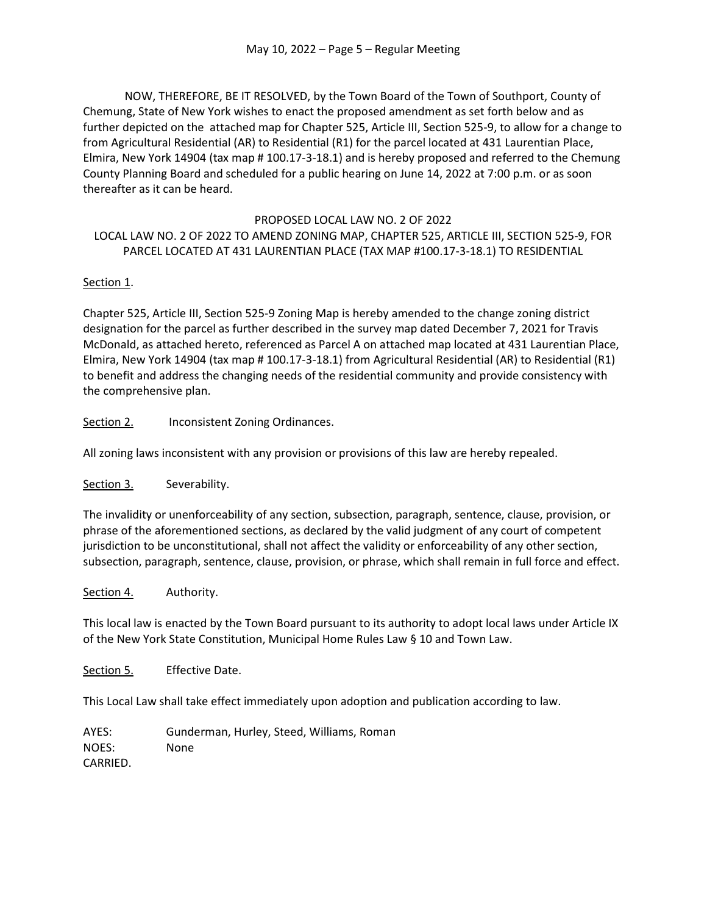NOW, THEREFORE, BE IT RESOLVED, by the Town Board of the Town of Southport, County of Chemung, State of New York wishes to enact the proposed amendment as set forth below and as further depicted on the attached map for Chapter 525, Article III, Section 525-9, to allow for a change to from Agricultural Residential (AR) to Residential (R1) for the parcel located at 431 Laurentian Place, Elmira, New York 14904 (tax map # 100.17-3-18.1) and is hereby proposed and referred to the Chemung County Planning Board and scheduled for a public hearing on June 14, 2022 at 7:00 p.m. or as soon thereafter as it can be heard.

PROPOSED LOCAL LAW NO. 2 OF 2022

LOCAL LAW NO. 2 OF 2022 TO AMEND ZONING MAP, CHAPTER 525, ARTICLE III, SECTION 525-9, FOR PARCEL LOCATED AT 431 LAURENTIAN PLACE (TAX MAP #100.17-3-18.1) TO RESIDENTIAL

Section 1.

Chapter 525, Article III, Section 525-9 Zoning Map is hereby amended to the change zoning district designation for the parcel as further described in the survey map dated December 7, 2021 for Travis McDonald, as attached hereto, referenced as Parcel A on attached map located at 431 Laurentian Place, Elmira, New York 14904 (tax map # 100.17-3-18.1) from Agricultural Residential (AR) to Residential (R1) to benefit and address the changing needs of the residential community and provide consistency with the comprehensive plan.

Section 2. Inconsistent Zoning Ordinances.

All zoning laws inconsistent with any provision or provisions of this law are hereby repealed.

Section 3. Severability.

The invalidity or unenforceability of any section, subsection, paragraph, sentence, clause, provision, or phrase of the aforementioned sections, as declared by the valid judgment of any court of competent jurisdiction to be unconstitutional, shall not affect the validity or enforceability of any other section, subsection, paragraph, sentence, clause, provision, or phrase, which shall remain in full force and effect.

Section 4. Authority.

This local law is enacted by the Town Board pursuant to its authority to adopt local laws under Article IX of the New York State Constitution, Municipal Home Rules Law § 10 and Town Law.

Section 5. Effective Date.

This Local Law shall take effect immediately upon adoption and publication according to law.

AYES: Gunderman, Hurley, Steed, Williams, Roman
NOES: None
CARRIED.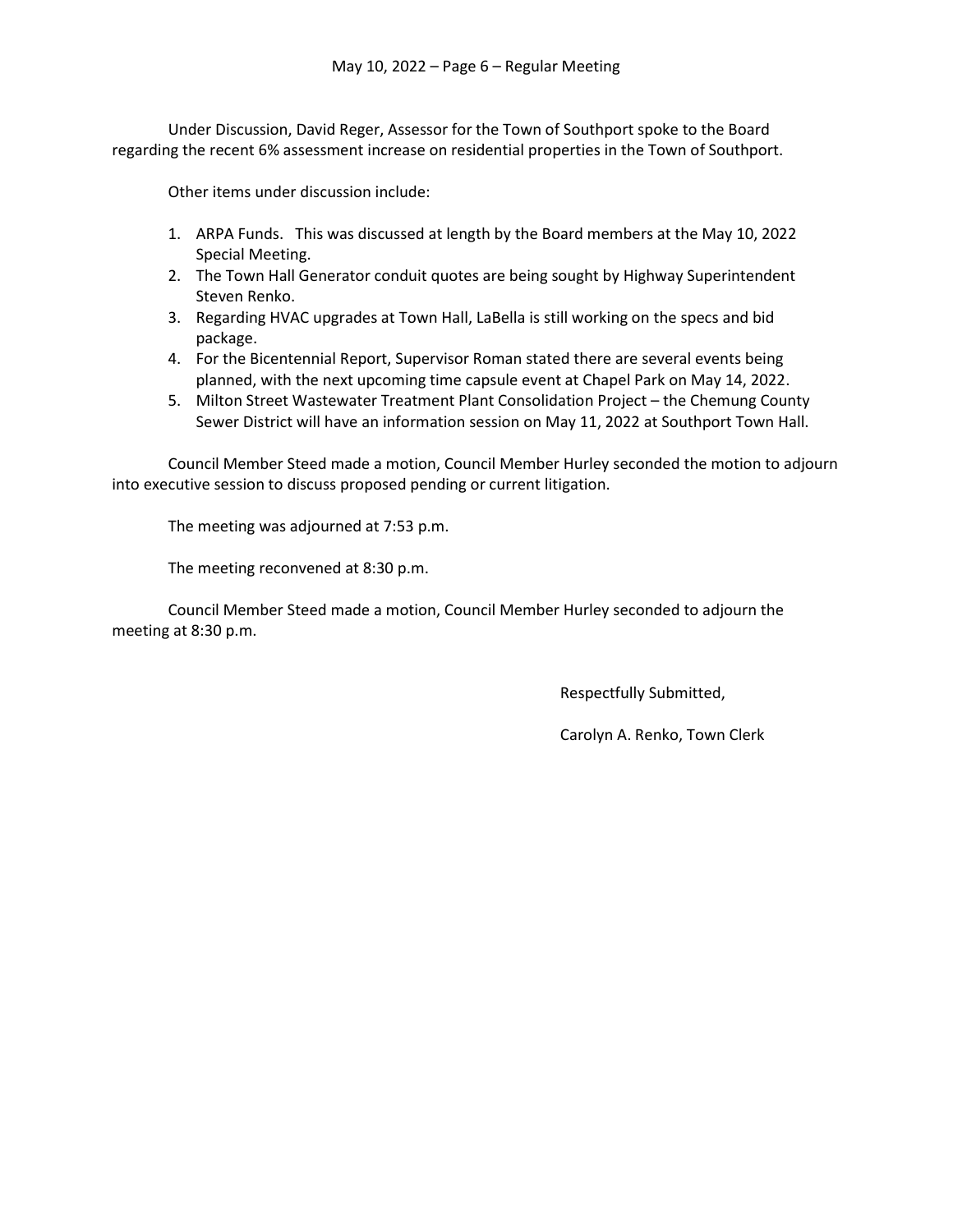Under Discussion, David Reger, Assessor for the Town of Southport spoke to the Board regarding the recent 6% assessment increase on residential properties in the Town of Southport.

Other items under discussion include:

1. ARPA Funds. This was discussed at length by the Board members at the May 10, 2022 Special Meeting.
2. The Town Hall Generator conduit quotes are being sought by Highway Superintendent Steven Renko.
3. Regarding HVAC upgrades at Town Hall, LaBella is still working on the specs and bid package.
4. For the Bicentennial Report, Supervisor Roman stated there are several events being planned, with the next upcoming time capsule event at Chapel Park on May 14, 2022.
5. Milton Street Wastewater Treatment Plant Consolidation Project – the Chemung County Sewer District will have an information session on May 11, 2022 at Southport Town Hall.

Council Member Steed made a motion, Council Member Hurley seconded the motion to adjourn into executive session to discuss proposed pending or current litigation.

The meeting was adjourned at 7:53 p.m.

The meeting reconvened at 8:30 p.m.

Council Member Steed made a motion, Council Member Hurley seconded to adjourn the meeting at 8:30 p.m.

Respectfully Submitted,

Carolyn A. Renko, Town Clerk